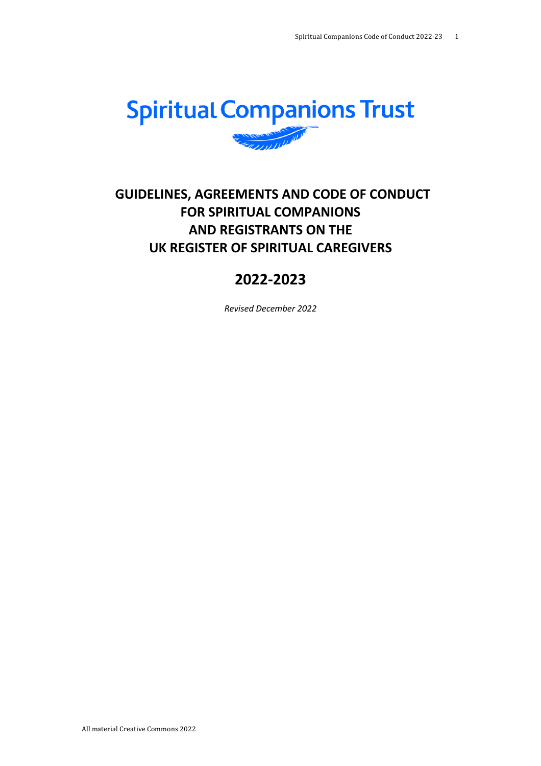Spiritual Companions Trust

# GUIDELINES, AGREEMENTS AND CODE OF CONDUCT FOR SPIRITUAL COMPANIONS AND REGISTRANTS ON THE UK REGISTER OF SPIRITUAL CAREGIVERS

## 2022-2023

*Revised December 2022*

All material Creative Commons 2022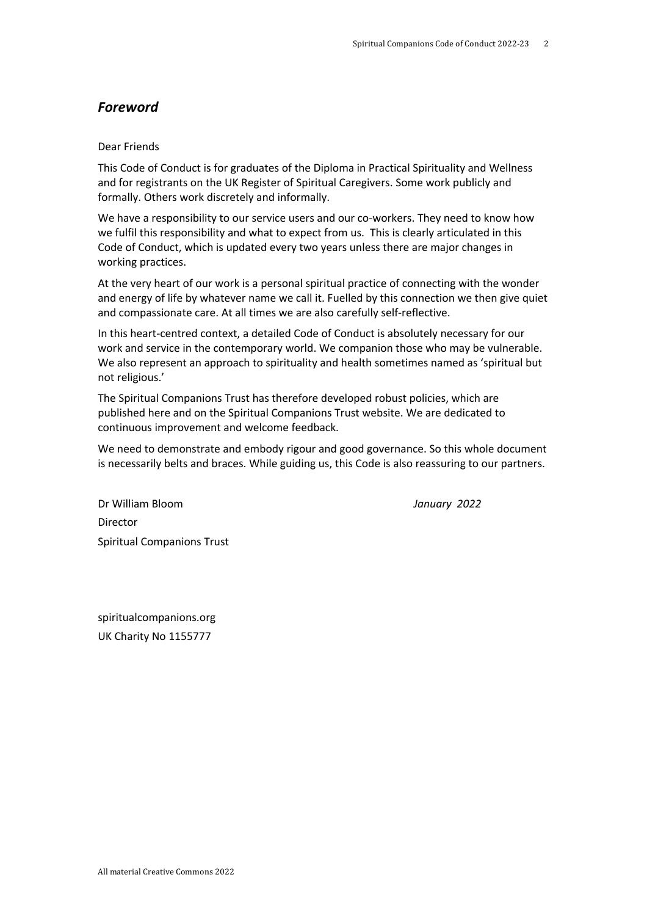## *Foreword*

Dear Friends

This Code of Conduct is for graduates of the Diploma in Practical Spirituality and Wellness and for registrants on the UK Register of Spiritual Caregivers. Some work publicly and formally. Others work discretely and informally.

We have a responsibility to our service users and our co-workers. They need to know how we fulfil this responsibility and what to expect from us. This is clearly articulated in this Code of Conduct, which is updated every two years unless there are major changes in working practices.

At the very heart of our work is a personal spiritual practice of connecting with the wonder and energy of life by whatever name we call it. Fuelled by this connection we then give quiet and compassionate care. At all times we are also carefully self-reflective.

In this heart-centred context, a detailed Code of Conduct is absolutely necessary for our work and service in the contemporary world. We companion those who may be vulnerable. We also represent an approach to spirituality and health sometimes named as 'spiritual but not religious.'

The Spiritual Companions Trust has therefore developed robust policies, which are published here and on the Spiritual Companions Trust website. We are dedicated to continuous improvement and welcome feedback.

We need to demonstrate and embody rigour and good governance. So this whole document is necessarily belts and braces. While guiding us, this Code is also reassuring to our partners.

Dr William Bloom  
Director  
Spiritual Companions Trust

*January 2022*

spiritualcompanions.org  
UK Charity No 1155777

All material Creative Commons 2022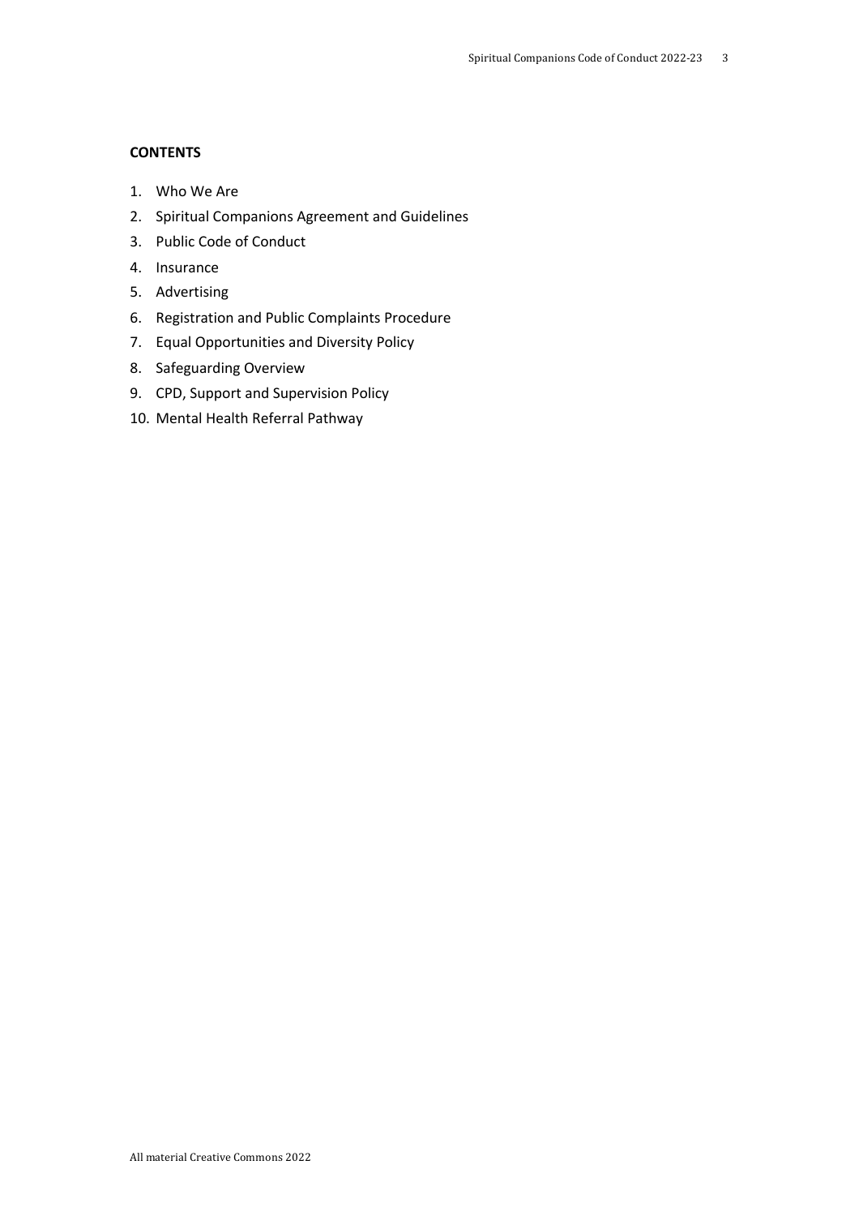**CONTENTS**

1. Who We Are
2. Spiritual Companions Agreement and Guidelines
3. Public Code of Conduct
4. Insurance
5. Advertising
6. Registration and Public Complaints Procedure
7. Equal Opportunities and Diversity Policy
8. Safeguarding Overview
9. CPD, Support and Supervision Policy
10. Mental Health Referral Pathway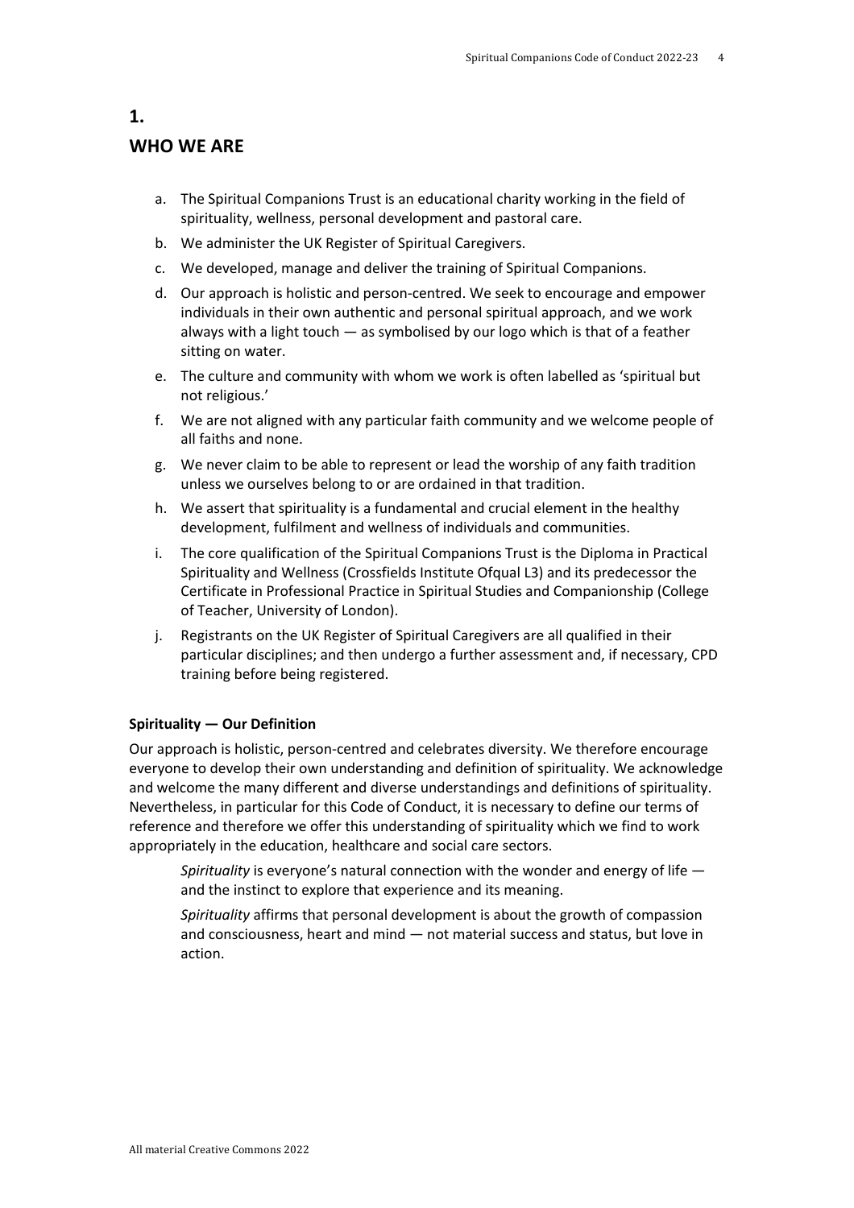# 1.

# WHO WE ARE

a. The Spiritual Companions Trust is an educational charity working in the field of spirituality, wellness, personal development and pastoral care.

b. We administer the UK Register of Spiritual Caregivers.

c. We developed, manage and deliver the training of Spiritual Companions.

d. Our approach is holistic and person-centred. We seek to encourage and empower individuals in their own authentic and personal spiritual approach, and we work always with a light touch — as symbolised by our logo which is that of a feather sitting on water.

e. The culture and community with whom we work is often labelled as 'spiritual but not religious.'

f. We are not aligned with any particular faith community and we welcome people of all faiths and none.

g. We never claim to be able to represent or lead the worship of any faith tradition unless we ourselves belong to or are ordained in that tradition.

h. We assert that spirituality is a fundamental and crucial element in the healthy development, fulfilment and wellness of individuals and communities.

i. The core qualification of the Spiritual Companions Trust is the Diploma in Practical Spirituality and Wellness (Crossfields Institute Ofqual L3) and its predecessor the Certificate in Professional Practice in Spiritual Studies and Companionship (College of Teacher, University of London).

j. Registrants on the UK Register of Spiritual Caregivers are all qualified in their particular disciplines; and then undergo a further assessment and, if necessary, CPD training before being registered.

**Spirituality — Our Definition**

Our approach is holistic, person-centred and celebrates diversity. We therefore encourage everyone to develop their own understanding and definition of spirituality. We acknowledge and welcome the many different and diverse understandings and definitions of spirituality. Nevertheless, in particular for this Code of Conduct, it is necessary to define our terms of reference and therefore we offer this understanding of spirituality which we find to work appropriately in the education, healthcare and social care sectors.

> *Spirituality* is everyone's natural connection with the wonder and energy of life — and the instinct to explore that experience and its meaning.
>
> *Spirituality* affirms that personal development is about the growth of compassion and consciousness, heart and mind — not material success and status, but love in action.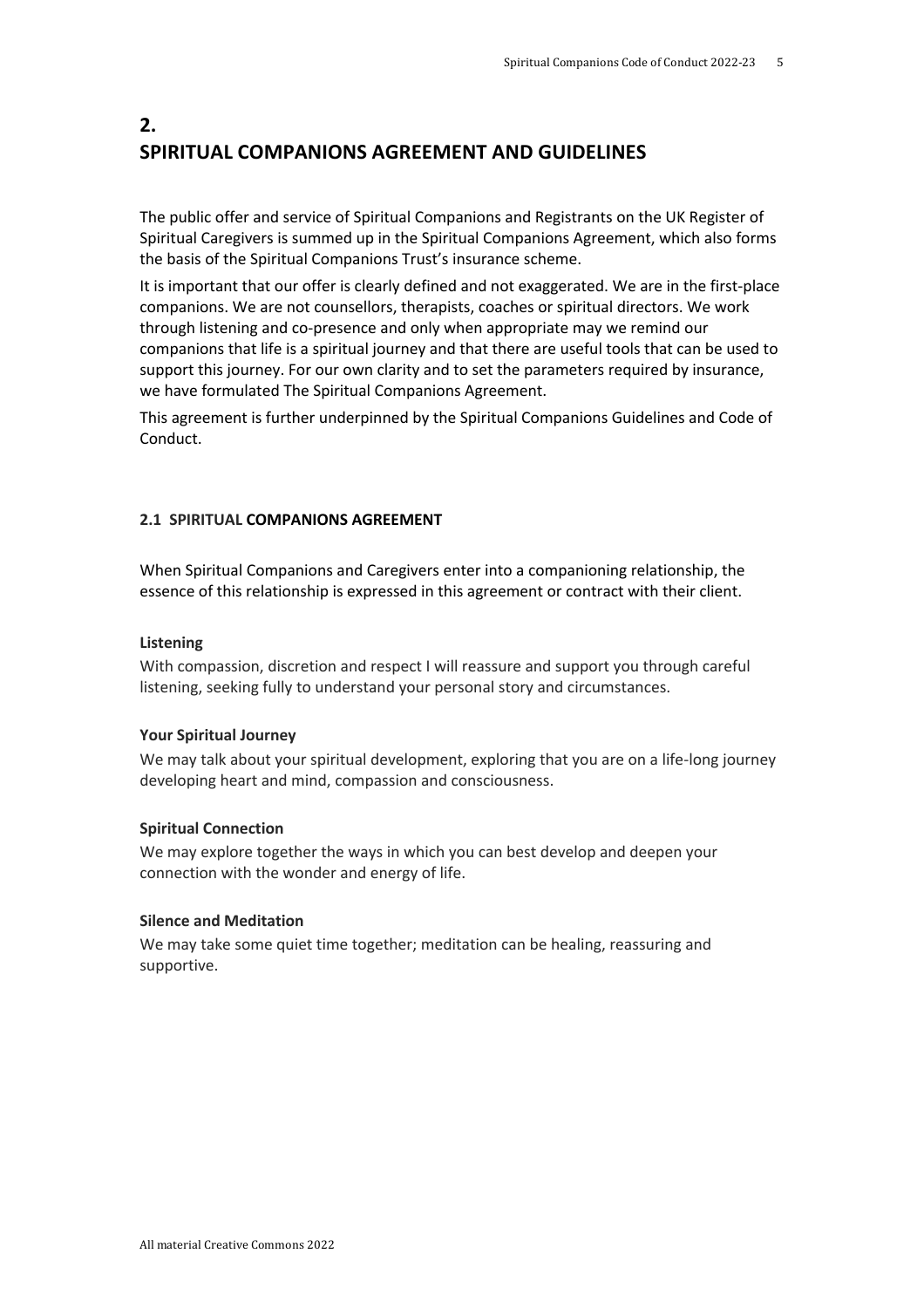## 2.
## SPIRITUAL COMPANIONS AGREEMENT AND GUIDELINES

The public offer and service of Spiritual Companions and Registrants on the UK Register of Spiritual Caregivers is summed up in the Spiritual Companions Agreement, which also forms the basis of the Spiritual Companions Trust's insurance scheme.

It is important that our offer is clearly defined and not exaggerated. We are in the first-place companions. We are not counsellors, therapists, coaches or spiritual directors. We work through listening and co-presence and only when appropriate may we remind our companions that life is a spiritual journey and that there are useful tools that can be used to support this journey. For our own clarity and to set the parameters required by insurance, we have formulated The Spiritual Companions Agreement.

This agreement is further underpinned by the Spiritual Companions Guidelines and Code of Conduct.

### 2.1 SPIRITUAL COMPANIONS AGREEMENT

When Spiritual Companions and Caregivers enter into a companioning relationship, the essence of this relationship is expressed in this agreement or contract with their client.

**Listening**

With compassion, discretion and respect I will reassure and support you through careful listening, seeking fully to understand your personal story and circumstances.

**Your Spiritual Journey**

We may talk about your spiritual development, exploring that you are on a life-long journey developing heart and mind, compassion and consciousness.

**Spiritual Connection**

We may explore together the ways in which you can best develop and deepen your connection with the wonder and energy of life.

**Silence and Meditation**

We may take some quiet time together; meditation can be healing, reassuring and supportive.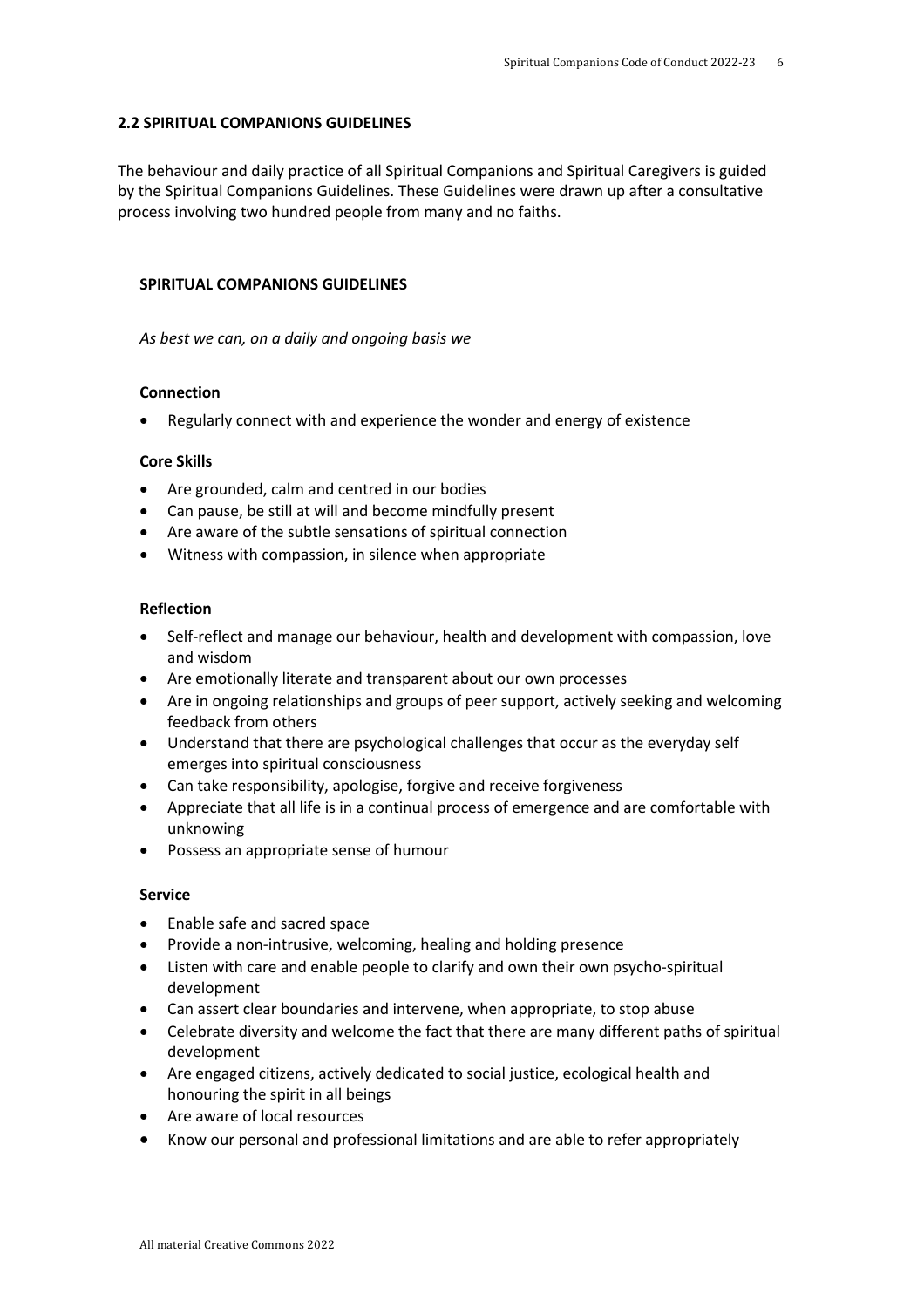## 2.2 SPIRITUAL COMPANIONS GUIDELINES

The behaviour and daily practice of all Spiritual Companions and Spiritual Caregivers is guided by the Spiritual Companions Guidelines. These Guidelines were drawn up after a consultative process involving two hundred people from many and no faiths.

### SPIRITUAL COMPANIONS GUIDELINES

*As best we can, on a daily and ongoing basis we*

**Connection**

- Regularly connect with and experience the wonder and energy of existence

**Core Skills**

- Are grounded, calm and centred in our bodies
- Can pause, be still at will and become mindfully present
- Are aware of the subtle sensations of spiritual connection
- Witness with compassion, in silence when appropriate

**Reflection**

- Self-reflect and manage our behaviour, health and development with compassion, love and wisdom
- Are emotionally literate and transparent about our own processes
- Are in ongoing relationships and groups of peer support, actively seeking and welcoming feedback from others
- Understand that there are psychological challenges that occur as the everyday self emerges into spiritual consciousness
- Can take responsibility, apologise, forgive and receive forgiveness
- Appreciate that all life is in a continual process of emergence and are comfortable with unknowing
- Possess an appropriate sense of humour

**Service**

- Enable safe and sacred space
- Provide a non-intrusive, welcoming, healing and holding presence
- Listen with care and enable people to clarify and own their own psycho-spiritual development
- Can assert clear boundaries and intervene, when appropriate, to stop abuse
- Celebrate diversity and welcome the fact that there are many different paths of spiritual development
- Are engaged citizens, actively dedicated to social justice, ecological health and honouring the spirit in all beings
- Are aware of local resources
- Know our personal and professional limitations and are able to refer appropriately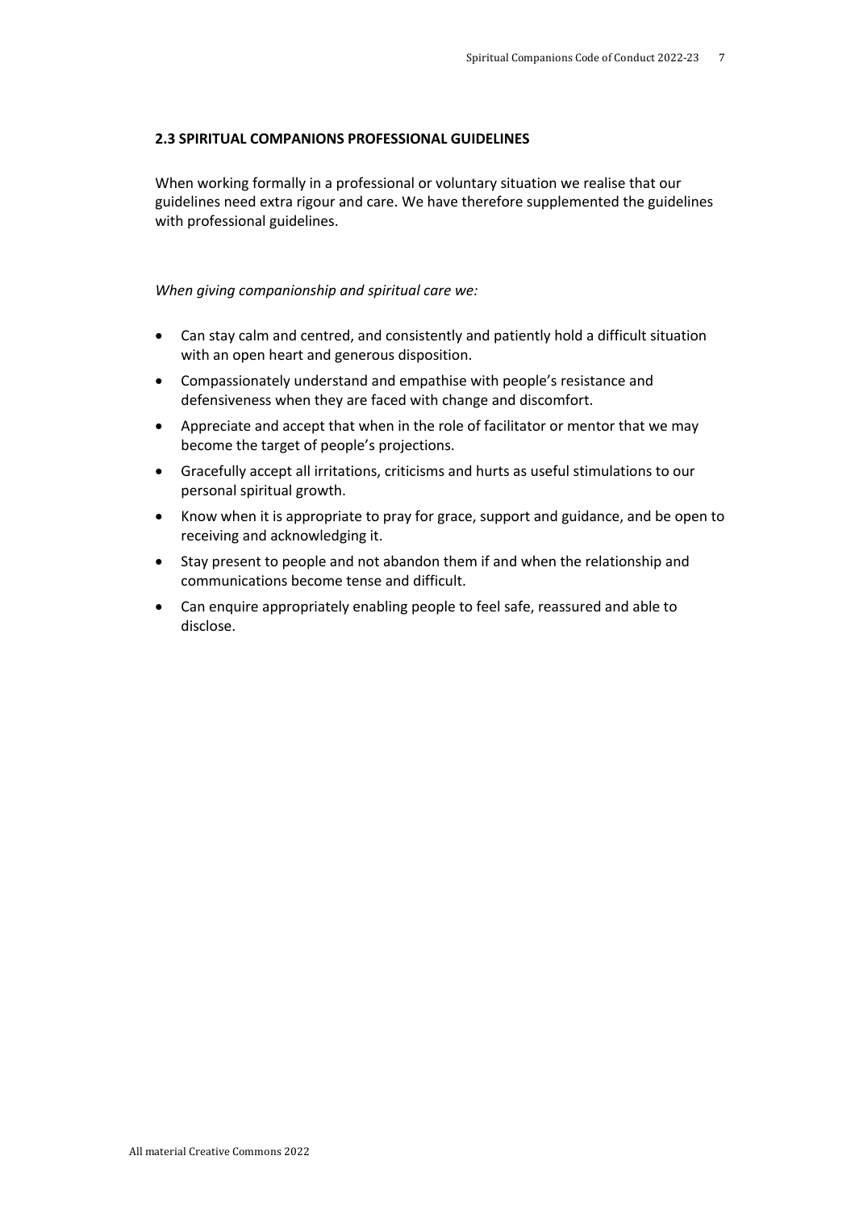## 2.3 SPIRITUAL COMPANIONS PROFESSIONAL GUIDELINES

When working formally in a professional or voluntary situation we realise that our guidelines need extra rigour and care. We have therefore supplemented the guidelines with professional guidelines.

*When giving companionship and spiritual care we:*

- Can stay calm and centred, and consistently and patiently hold a difficult situation with an open heart and generous disposition.
- Compassionately understand and empathise with people's resistance and defensiveness when they are faced with change and discomfort.
- Appreciate and accept that when in the role of facilitator or mentor that we may become the target of people's projections.
- Gracefully accept all irritations, criticisms and hurts as useful stimulations to our personal spiritual growth.
- Know when it is appropriate to pray for grace, support and guidance, and be open to receiving and acknowledging it.
- Stay present to people and not abandon them if and when the relationship and communications become tense and difficult.
- Can enquire appropriately enabling people to feel safe, reassured and able to disclose.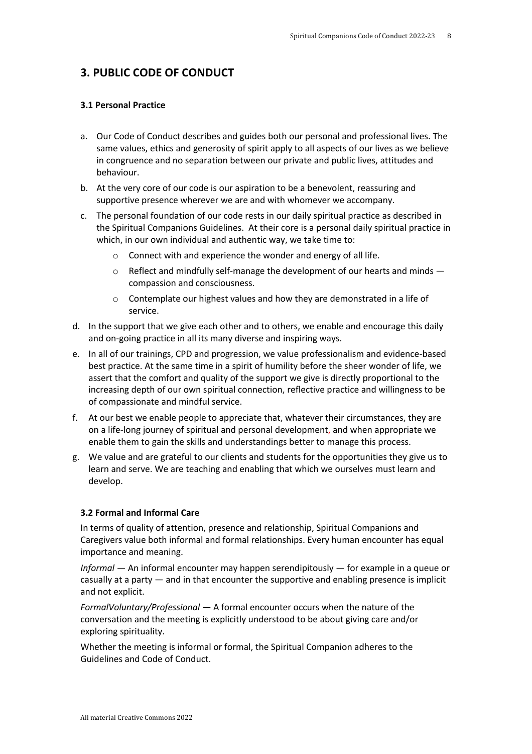## 3. PUBLIC CODE OF CONDUCT

### 3.1 Personal Practice

a. Our Code of Conduct describes and guides both our personal and professional lives. The same values, ethics and generosity of spirit apply to all aspects of our lives as we believe in congruence and no separation between our private and public lives, attitudes and behaviour.

b. At the very core of our code is our aspiration to be a benevolent, reassuring and supportive presence wherever we are and with whomever we accompany.

c. The personal foundation of our code rests in our daily spiritual practice as described in the Spiritual Companions Guidelines. At their core is a personal daily spiritual practice in which, in our own individual and authentic way, we take time to:
   - Connect with and experience the wonder and energy of all life.
   - Reflect and mindfully self-manage the development of our hearts and minds — compassion and consciousness.
   - Contemplate our highest values and how they are demonstrated in a life of service.

d. In the support that we give each other and to others, we enable and encourage this daily and on-going practice in all its many diverse and inspiring ways.

e. In all of our trainings, CPD and progression, we value professionalism and evidence-based best practice. At the same time in a spirit of humility before the sheer wonder of life, we assert that the comfort and quality of the support we give is directly proportional to the increasing depth of our own spiritual connection, reflective practice and willingness to be of compassionate and mindful service.

f. At our best we enable people to appreciate that, whatever their circumstances, they are on a life-long journey of spiritual and personal development, and when appropriate we enable them to gain the skills and understandings better to manage this process.

g. We value and are grateful to our clients and students for the opportunities they give us to learn and serve. We are teaching and enabling that which we ourselves must learn and develop.

### 3.2 Formal and Informal Care

In terms of quality of attention, presence and relationship, Spiritual Companions and Caregivers value both informal and formal relationships. Every human encounter has equal importance and meaning.

*Informal* — An informal encounter may happen serendipitously — for example in a queue or casually at a party — and in that encounter the supportive and enabling presence is implicit and not explicit.

*FormalVoluntary/Professional* — A formal encounter occurs when the nature of the conversation and the meeting is explicitly understood to be about giving care and/or exploring spirituality.

Whether the meeting is informal or formal, the Spiritual Companion adheres to the Guidelines and Code of Conduct.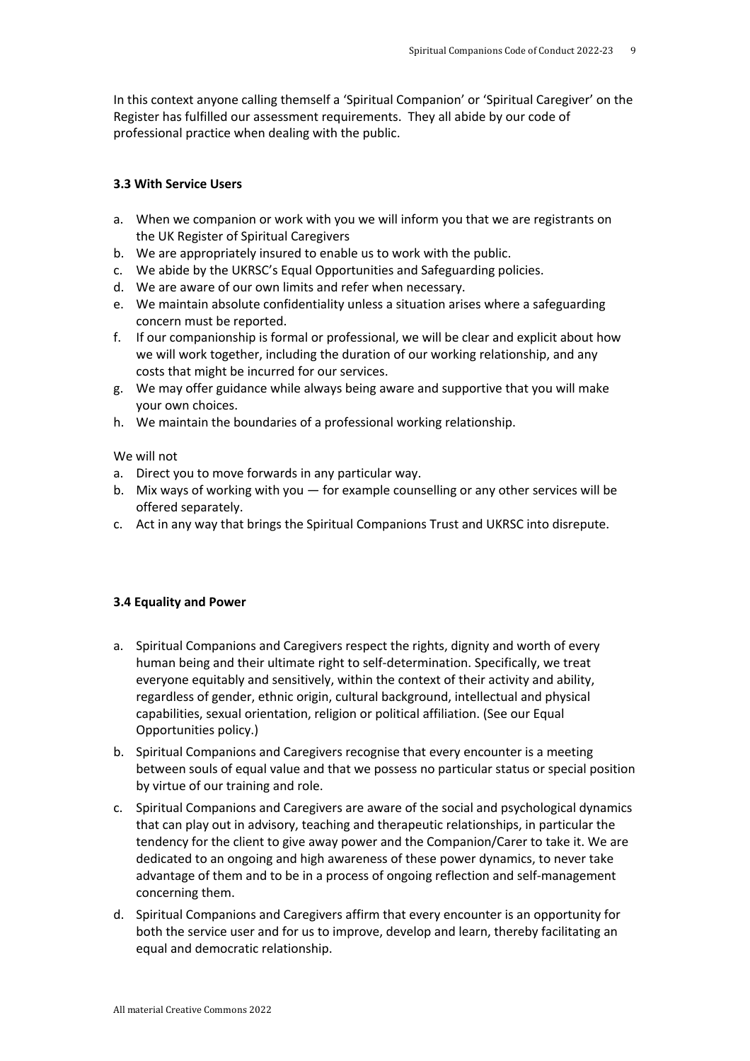In this context anyone calling themself a 'Spiritual Companion' or 'Spiritual Caregiver' on the Register has fulfilled our assessment requirements. They all abide by our code of professional practice when dealing with the public.

### 3.3 With Service Users

a. When we companion or work with you we will inform you that we are registrants on the UK Register of Spiritual Caregivers
b. We are appropriately insured to enable us to work with the public.
c. We abide by the UKRSC's Equal Opportunities and Safeguarding policies.
d. We are aware of our own limits and refer when necessary.
e. We maintain absolute confidentiality unless a situation arises where a safeguarding concern must be reported.
f. If our companionship is formal or professional, we will be clear and explicit about how we will work together, including the duration of our working relationship, and any costs that might be incurred for our services.
g. We may offer guidance while always being aware and supportive that you will make your own choices.
h. We maintain the boundaries of a professional working relationship.

We will not

a. Direct you to move forwards in any particular way.
b. Mix ways of working with you — for example counselling or any other services will be offered separately.
c. Act in any way that brings the Spiritual Companions Trust and UKRSC into disrepute.

### 3.4 Equality and Power

a. Spiritual Companions and Caregivers respect the rights, dignity and worth of every human being and their ultimate right to self-determination. Specifically, we treat everyone equitably and sensitively, within the context of their activity and ability, regardless of gender, ethnic origin, cultural background, intellectual and physical capabilities, sexual orientation, religion or political affiliation. (See our Equal Opportunities policy.)
b. Spiritual Companions and Caregivers recognise that every encounter is a meeting between souls of equal value and that we possess no particular status or special position by virtue of our training and role.
c. Spiritual Companions and Caregivers are aware of the social and psychological dynamics that can play out in advisory, teaching and therapeutic relationships, in particular the tendency for the client to give away power and the Companion/Carer to take it. We are dedicated to an ongoing and high awareness of these power dynamics, to never take advantage of them and to be in a process of ongoing reflection and self-management concerning them.
d. Spiritual Companions and Caregivers affirm that every encounter is an opportunity for both the service user and for us to improve, develop and learn, thereby facilitating an equal and democratic relationship.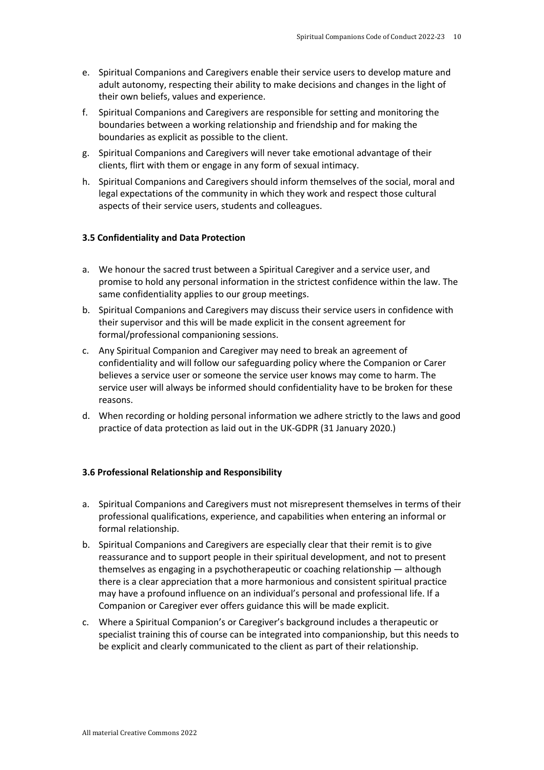e. Spiritual Companions and Caregivers enable their service users to develop mature and adult autonomy, respecting their ability to make decisions and changes in the light of their own beliefs, values and experience.

f. Spiritual Companions and Caregivers are responsible for setting and monitoring the boundaries between a working relationship and friendship and for making the boundaries as explicit as possible to the client.

g. Spiritual Companions and Caregivers will never take emotional advantage of their clients, flirt with them or engage in any form of sexual intimacy.

h. Spiritual Companions and Caregivers should inform themselves of the social, moral and legal expectations of the community in which they work and respect those cultural aspects of their service users, students and colleagues.

### 3.5 Confidentiality and Data Protection

a. We honour the sacred trust between a Spiritual Caregiver and a service user, and promise to hold any personal information in the strictest confidence within the law. The same confidentiality applies to our group meetings.

b. Spiritual Companions and Caregivers may discuss their service users in confidence with their supervisor and this will be made explicit in the consent agreement for formal/professional companioning sessions.

c. Any Spiritual Companion and Caregiver may need to break an agreement of confidentiality and will follow our safeguarding policy where the Companion or Carer believes a service user or someone the service user knows may come to harm. The service user will always be informed should confidentiality have to be broken for these reasons.

d. When recording or holding personal information we adhere strictly to the laws and good practice of data protection as laid out in the UK-GDPR (31 January 2020.)

### 3.6 Professional Relationship and Responsibility

a. Spiritual Companions and Caregivers must not misrepresent themselves in terms of their professional qualifications, experience, and capabilities when entering an informal or formal relationship.

b. Spiritual Companions and Caregivers are especially clear that their remit is to give reassurance and to support people in their spiritual development, and not to present themselves as engaging in a psychotherapeutic or coaching relationship — although there is a clear appreciation that a more harmonious and consistent spiritual practice may have a profound influence on an individual's personal and professional life. If a Companion or Caregiver ever offers guidance this will be made explicit.

c. Where a Spiritual Companion's or Caregiver's background includes a therapeutic or specialist training this of course can be integrated into companionship, but this needs to be explicit and clearly communicated to the client as part of their relationship.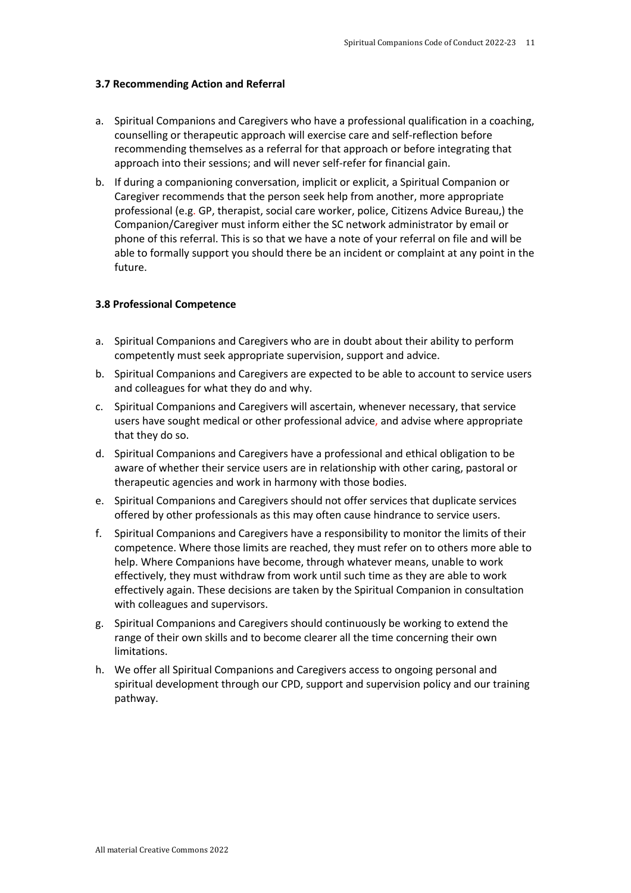### 3.7 Recommending Action and Referral

a. Spiritual Companions and Caregivers who have a professional qualification in a coaching, counselling or therapeutic approach will exercise care and self-reflection before recommending themselves as a referral for that approach or before integrating that approach into their sessions; and will never self-refer for financial gain.

b. If during a companioning conversation, implicit or explicit, a Spiritual Companion or Caregiver recommends that the person seek help from another, more appropriate professional (e.g. GP, therapist, social care worker, police, Citizens Advice Bureau,) the Companion/Caregiver must inform either the SC network administrator by email or phone of this referral. This is so that we have a note of your referral on file and will be able to formally support you should there be an incident or complaint at any point in the future.

### 3.8 Professional Competence

a. Spiritual Companions and Caregivers who are in doubt about their ability to perform competently must seek appropriate supervision, support and advice.

b. Spiritual Companions and Caregivers are expected to be able to account to service users and colleagues for what they do and why.

c. Spiritual Companions and Caregivers will ascertain, whenever necessary, that service users have sought medical or other professional advice, and advise where appropriate that they do so.

d. Spiritual Companions and Caregivers have a professional and ethical obligation to be aware of whether their service users are in relationship with other caring, pastoral or therapeutic agencies and work in harmony with those bodies.

e. Spiritual Companions and Caregivers should not offer services that duplicate services offered by other professionals as this may often cause hindrance to service users.

f. Spiritual Companions and Caregivers have a responsibility to monitor the limits of their competence. Where those limits are reached, they must refer on to others more able to help. Where Companions have become, through whatever means, unable to work effectively, they must withdraw from work until such time as they are able to work effectively again. These decisions are taken by the Spiritual Companion in consultation with colleagues and supervisors.

g. Spiritual Companions and Caregivers should continuously be working to extend the range of their own skills and to become clearer all the time concerning their own limitations.

h. We offer all Spiritual Companions and Caregivers access to ongoing personal and spiritual development through our CPD, support and supervision policy and our training pathway.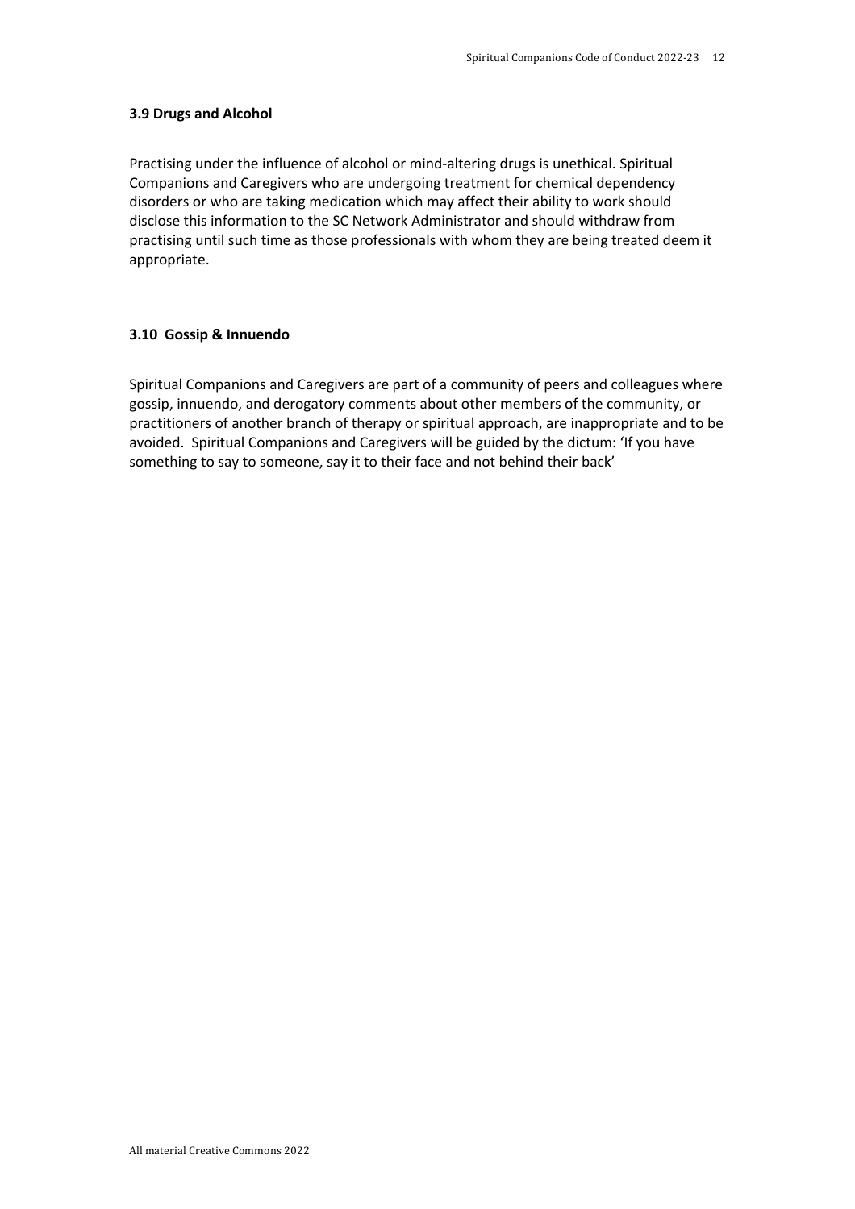### 3.9 Drugs and Alcohol

Practising under the influence of alcohol or mind-altering drugs is unethical. Spiritual Companions and Caregivers who are undergoing treatment for chemical dependency disorders or who are taking medication which may affect their ability to work should disclose this information to the SC Network Administrator and should withdraw from practising until such time as those professionals with whom they are being treated deem it appropriate.

### 3.10 Gossip & Innuendo

Spiritual Companions and Caregivers are part of a community of peers and colleagues where gossip, innuendo, and derogatory comments about other members of the community, or practitioners of another branch of therapy or spiritual approach, are inappropriate and to be avoided. Spiritual Companions and Caregivers will be guided by the dictum: 'If you have something to say to someone, say it to their face and not behind their back'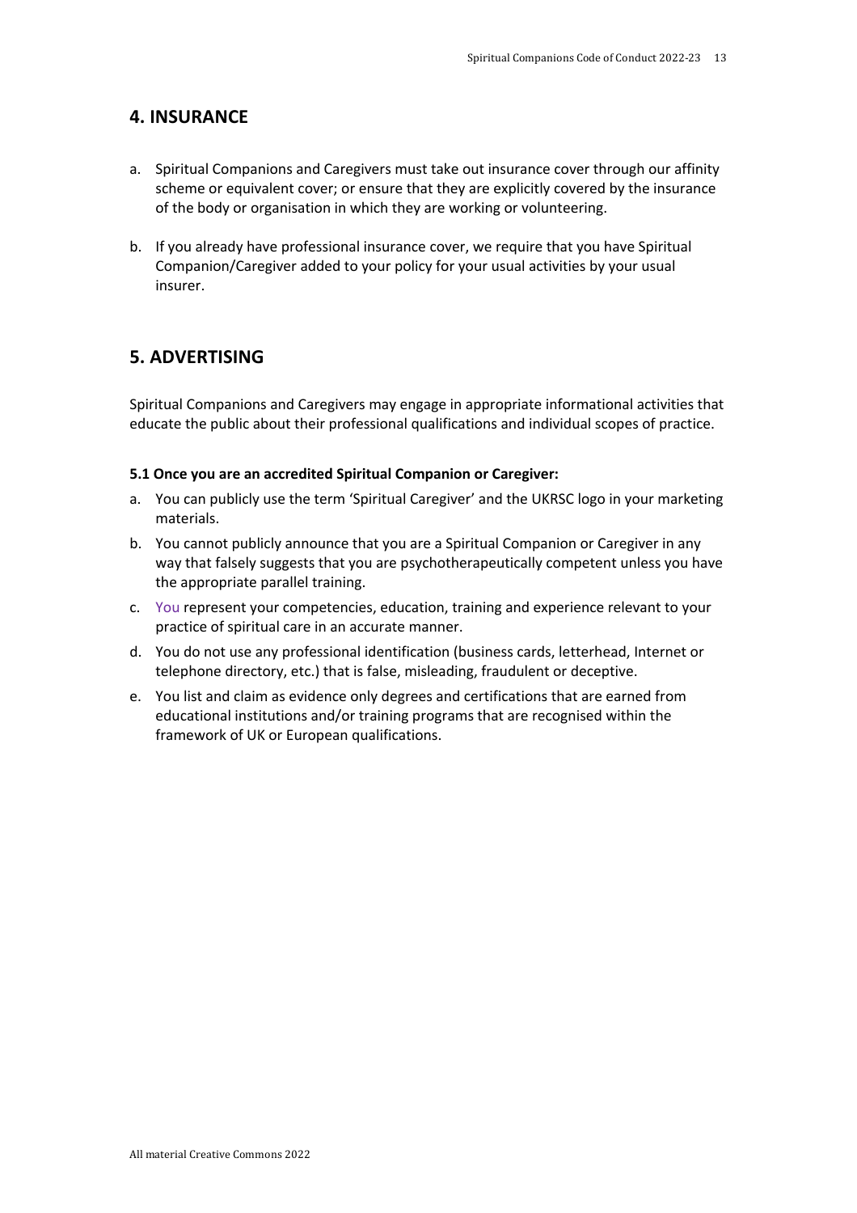## 4. INSURANCE

a. Spiritual Companions and Caregivers must take out insurance cover through our affinity scheme or equivalent cover; or ensure that they are explicitly covered by the insurance of the body or organisation in which they are working or volunteering.

b. If you already have professional insurance cover, we require that you have Spiritual Companion/Caregiver added to your policy for your usual activities by your usual insurer.

## 5. ADVERTISING

Spiritual Companions and Caregivers may engage in appropriate informational activities that educate the public about their professional qualifications and individual scopes of practice.

**5.1 Once you are an accredited Spiritual Companion or Caregiver:**

a. You can publicly use the term 'Spiritual Caregiver' and the UKRSC logo in your marketing materials.

b. You cannot publicly announce that you are a Spiritual Companion or Caregiver in any way that falsely suggests that you are psychotherapeutically competent unless you have the appropriate parallel training.

c. You represent your competencies, education, training and experience relevant to your practice of spiritual care in an accurate manner.

d. You do not use any professional identification (business cards, letterhead, Internet or telephone directory, etc.) that is false, misleading, fraudulent or deceptive.

e. You list and claim as evidence only degrees and certifications that are earned from educational institutions and/or training programs that are recognised within the framework of UK or European qualifications.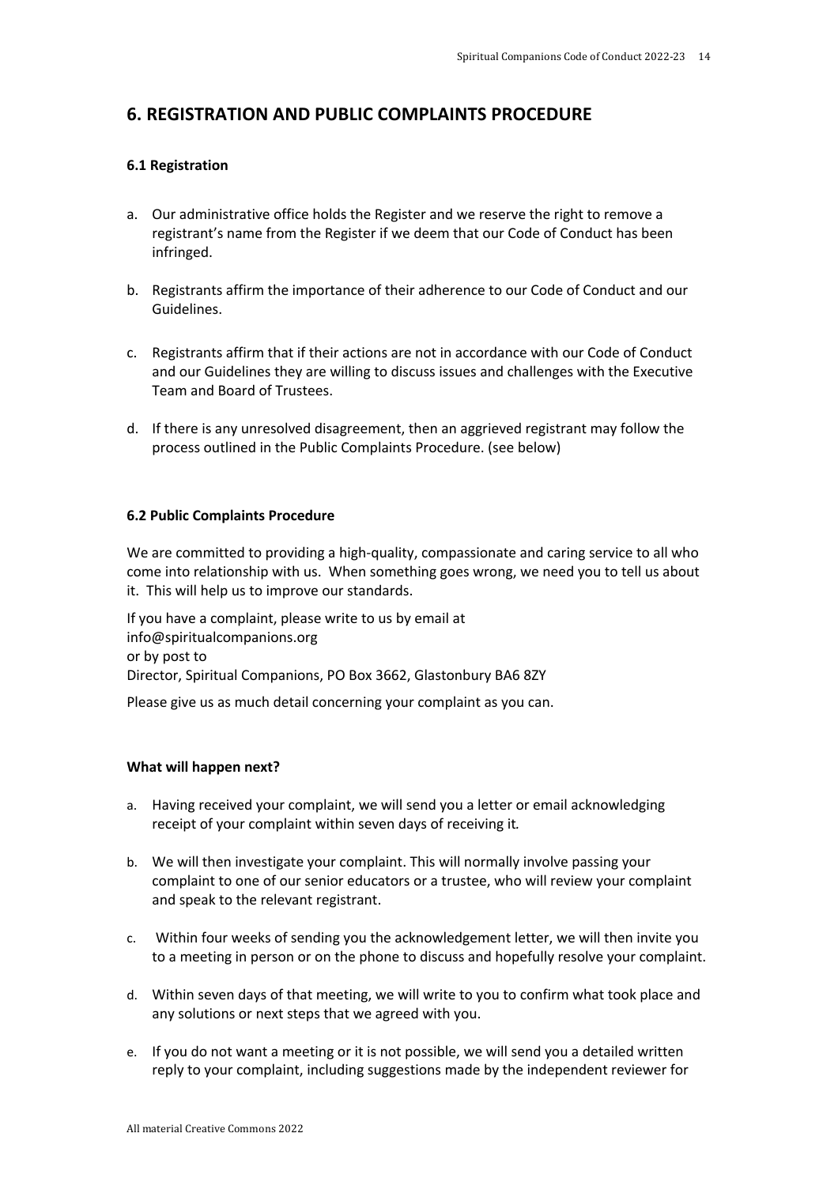## 6. REGISTRATION AND PUBLIC COMPLAINTS PROCEDURE

### 6.1 Registration

a. Our administrative office holds the Register and we reserve the right to remove a registrant's name from the Register if we deem that our Code of Conduct has been infringed.

b. Registrants affirm the importance of their adherence to our Code of Conduct and our Guidelines.

c. Registrants affirm that if their actions are not in accordance with our Code of Conduct and our Guidelines they are willing to discuss issues and challenges with the Executive Team and Board of Trustees.

d. If there is any unresolved disagreement, then an aggrieved registrant may follow the process outlined in the Public Complaints Procedure. (see below)

### 6.2 Public Complaints Procedure

We are committed to providing a high-quality, compassionate and caring service to all who come into relationship with us. When something goes wrong, we need you to tell us about it. This will help us to improve our standards.

If you have a complaint, please write to us by email at
info@spiritualcompanions.org
or by post to
Director, Spiritual Companions, PO Box 3662, Glastonbury BA6 8ZY

Please give us as much detail concerning your complaint as you can.

**What will happen next?**

a. Having received your complaint, we will send you a letter or email acknowledging receipt of your complaint within seven days of receiving it.

b. We will then investigate your complaint. This will normally involve passing your complaint to one of our senior educators or a trustee, who will review your complaint and speak to the relevant registrant.

c. Within four weeks of sending you the acknowledgement letter, we will then invite you to a meeting in person or on the phone to discuss and hopefully resolve your complaint.

d. Within seven days of that meeting, we will write to you to confirm what took place and any solutions or next steps that we agreed with you.

e. If you do not want a meeting or it is not possible, we will send you a detailed written reply to your complaint, including suggestions made by the independent reviewer for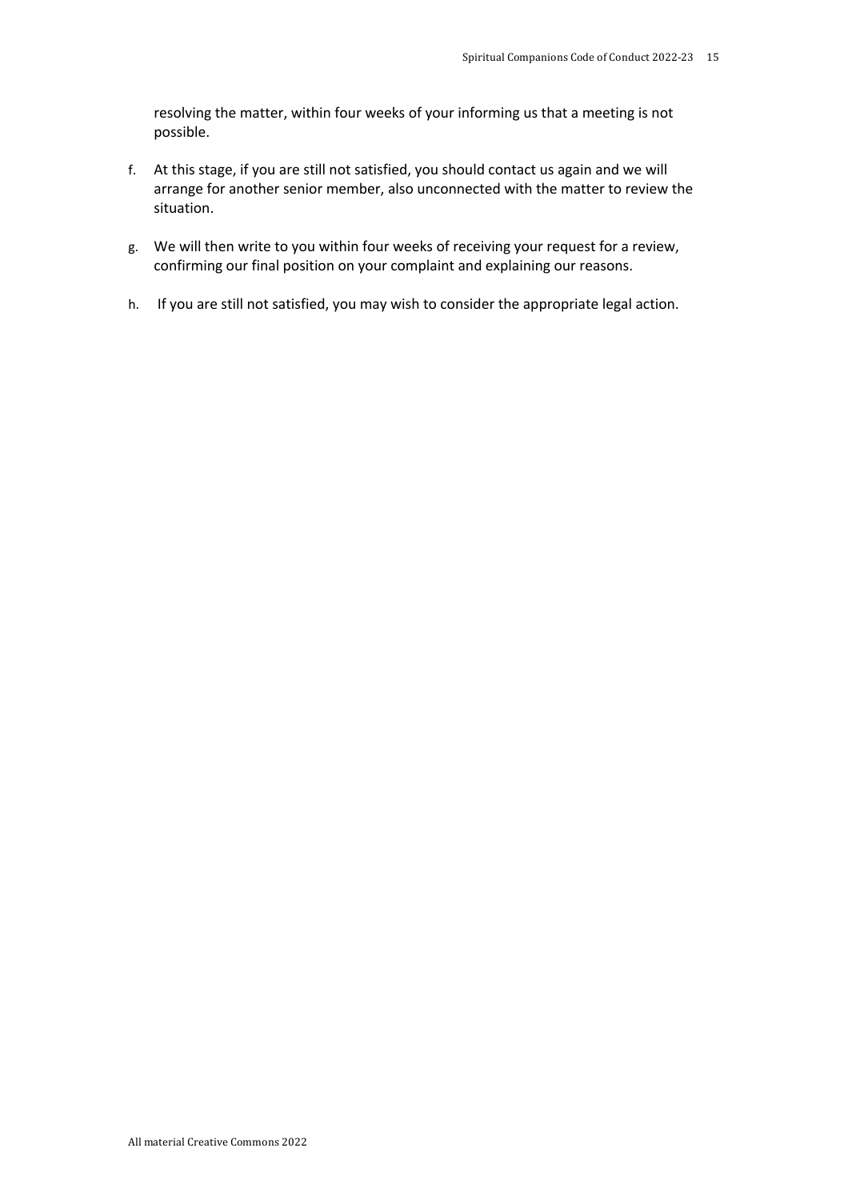resolving the matter, within four weeks of your informing us that a meeting is not possible.

f. At this stage, if you are still not satisfied, you should contact us again and we will arrange for another senior member, also unconnected with the matter to review the situation.

g. We will then write to you within four weeks of receiving your request for a review, confirming our final position on your complaint and explaining our reasons.

h. If you are still not satisfied, you may wish to consider the appropriate legal action.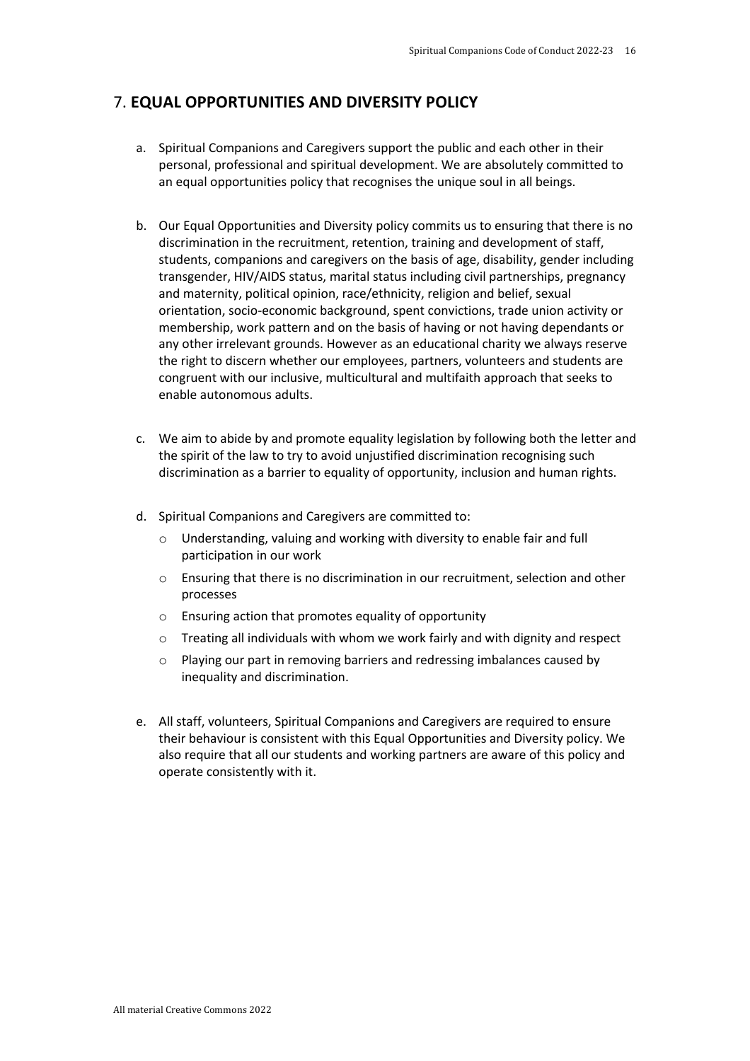## 7. **EQUAL OPPORTUNITIES AND DIVERSITY POLICY**

a. Spiritual Companions and Caregivers support the public and each other in their personal, professional and spiritual development. We are absolutely committed to an equal opportunities policy that recognises the unique soul in all beings.

b. Our Equal Opportunities and Diversity policy commits us to ensuring that there is no discrimination in the recruitment, retention, training and development of staff, students, companions and caregivers on the basis of age, disability, gender including transgender, HIV/AIDS status, marital status including civil partnerships, pregnancy and maternity, political opinion, race/ethnicity, religion and belief, sexual orientation, socio-economic background, spent convictions, trade union activity or membership, work pattern and on the basis of having or not having dependants or any other irrelevant grounds. However as an educational charity we always reserve the right to discern whether our employees, partners, volunteers and students are congruent with our inclusive, multicultural and multifaith approach that seeks to enable autonomous adults.

c. We aim to abide by and promote equality legislation by following both the letter and the spirit of the law to try to avoid unjustified discrimination recognising such discrimination as a barrier to equality of opportunity, inclusion and human rights.

d. Spiritual Companions and Caregivers are committed to:
   - Understanding, valuing and working with diversity to enable fair and full participation in our work
   - Ensuring that there is no discrimination in our recruitment, selection and other processes
   - Ensuring action that promotes equality of opportunity
   - Treating all individuals with whom we work fairly and with dignity and respect
   - Playing our part in removing barriers and redressing imbalances caused by inequality and discrimination.

e. All staff, volunteers, Spiritual Companions and Caregivers are required to ensure their behaviour is consistent with this Equal Opportunities and Diversity policy. We also require that all our students and working partners are aware of this policy and operate consistently with it.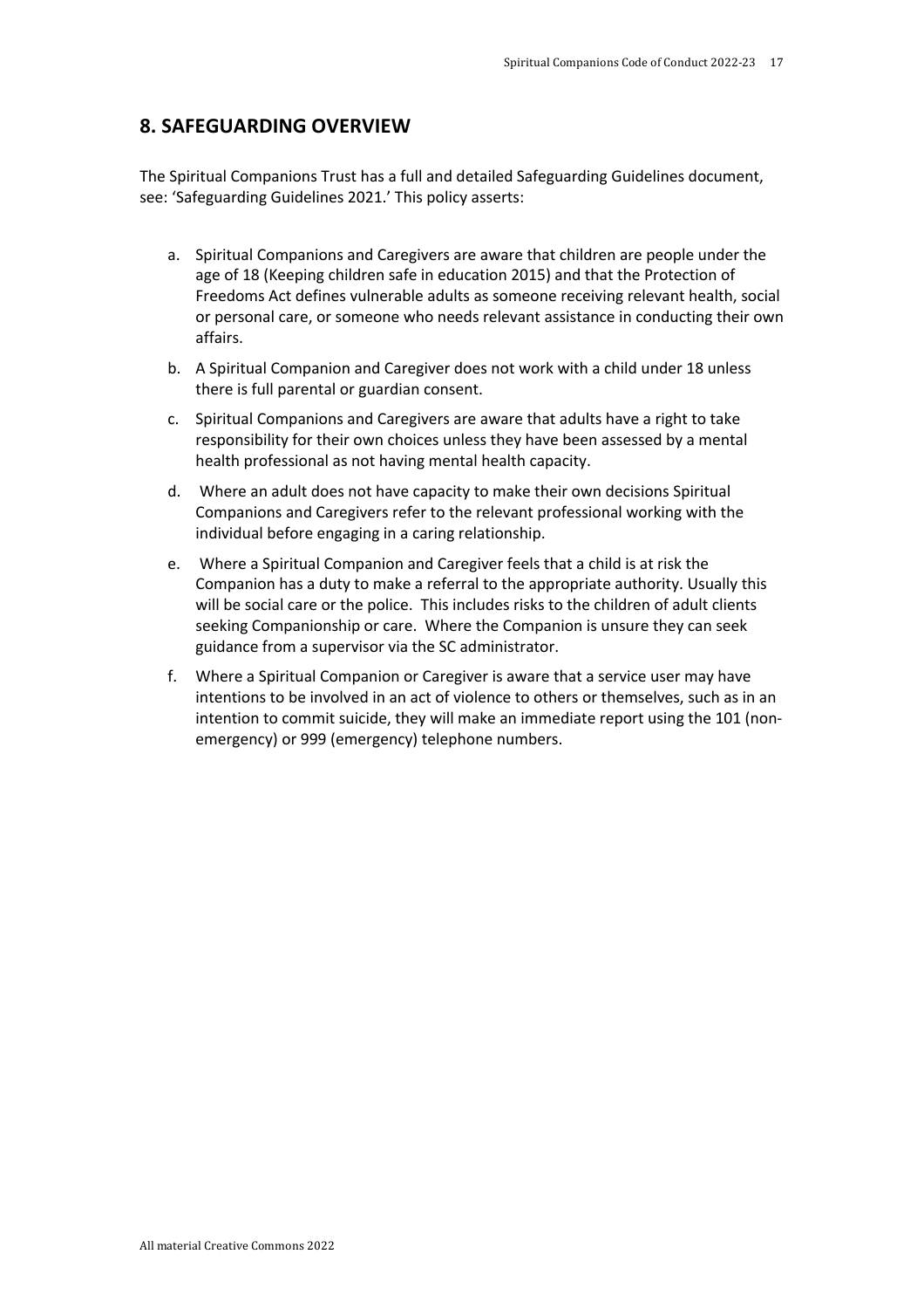## 8. SAFEGUARDING OVERVIEW

The Spiritual Companions Trust has a full and detailed Safeguarding Guidelines document, see: 'Safeguarding Guidelines 2021.' This policy asserts:

a. Spiritual Companions and Caregivers are aware that children are people under the age of 18 (Keeping children safe in education 2015) and that the Protection of Freedoms Act defines vulnerable adults as someone receiving relevant health, social or personal care, or someone who needs relevant assistance in conducting their own affairs.

b. A Spiritual Companion and Caregiver does not work with a child under 18 unless there is full parental or guardian consent.

c. Spiritual Companions and Caregivers are aware that adults have a right to take responsibility for their own choices unless they have been assessed by a mental health professional as not having mental health capacity.

d. Where an adult does not have capacity to make their own decisions Spiritual Companions and Caregivers refer to the relevant professional working with the individual before engaging in a caring relationship.

e. Where a Spiritual Companion and Caregiver feels that a child is at risk the Companion has a duty to make a referral to the appropriate authority. Usually this will be social care or the police. This includes risks to the children of adult clients seeking Companionship or care. Where the Companion is unsure they can seek guidance from a supervisor via the SC administrator.

f. Where a Spiritual Companion or Caregiver is aware that a service user may have intentions to be involved in an act of violence to others or themselves, such as in an intention to commit suicide, they will make an immediate report using the 101 (non-emergency) or 999 (emergency) telephone numbers.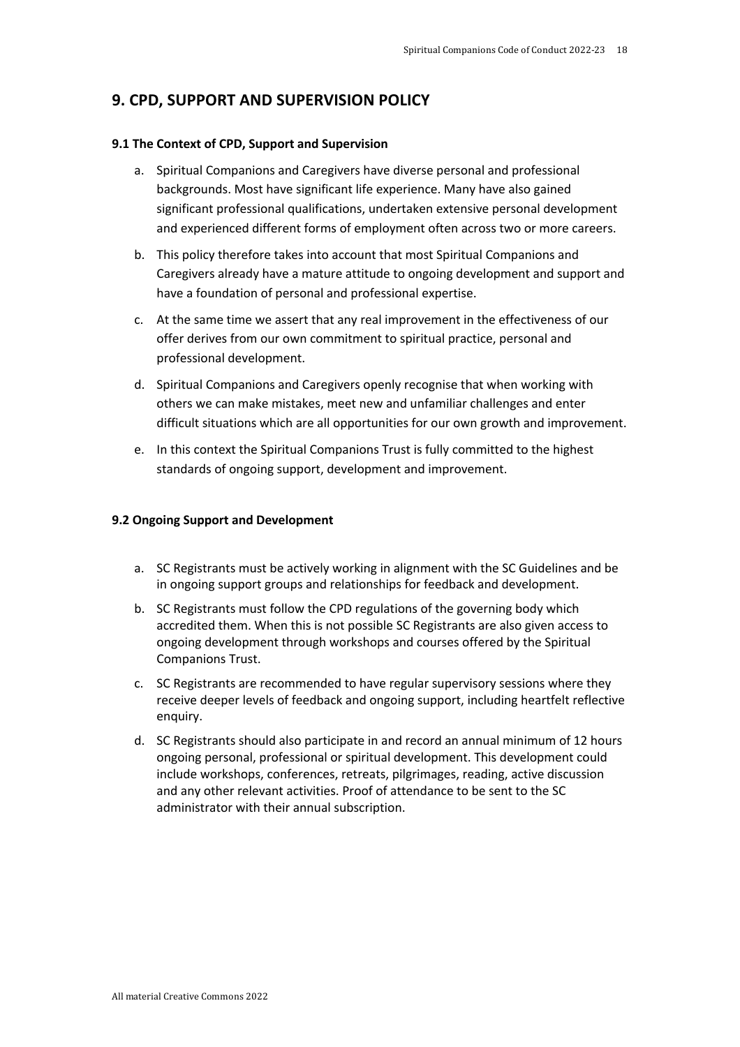## 9. CPD, SUPPORT AND SUPERVISION POLICY

### 9.1 The Context of CPD, Support and Supervision

a. Spiritual Companions and Caregivers have diverse personal and professional backgrounds. Most have significant life experience. Many have also gained significant professional qualifications, undertaken extensive personal development and experienced different forms of employment often across two or more careers.

b. This policy therefore takes into account that most Spiritual Companions and Caregivers already have a mature attitude to ongoing development and support and have a foundation of personal and professional expertise.

c. At the same time we assert that any real improvement in the effectiveness of our offer derives from our own commitment to spiritual practice, personal and professional development.

d. Spiritual Companions and Caregivers openly recognise that when working with others we can make mistakes, meet new and unfamiliar challenges and enter difficult situations which are all opportunities for our own growth and improvement.

e. In this context the Spiritual Companions Trust is fully committed to the highest standards of ongoing support, development and improvement.

### 9.2 Ongoing Support and Development

a. SC Registrants must be actively working in alignment with the SC Guidelines and be in ongoing support groups and relationships for feedback and development.

b. SC Registrants must follow the CPD regulations of the governing body which accredited them. When this is not possible SC Registrants are also given access to ongoing development through workshops and courses offered by the Spiritual Companions Trust.

c. SC Registrants are recommended to have regular supervisory sessions where they receive deeper levels of feedback and ongoing support, including heartfelt reflective enquiry.

d. SC Registrants should also participate in and record an annual minimum of 12 hours ongoing personal, professional or spiritual development. This development could include workshops, conferences, retreats, pilgrimages, reading, active discussion and any other relevant activities. Proof of attendance to be sent to the SC administrator with their annual subscription.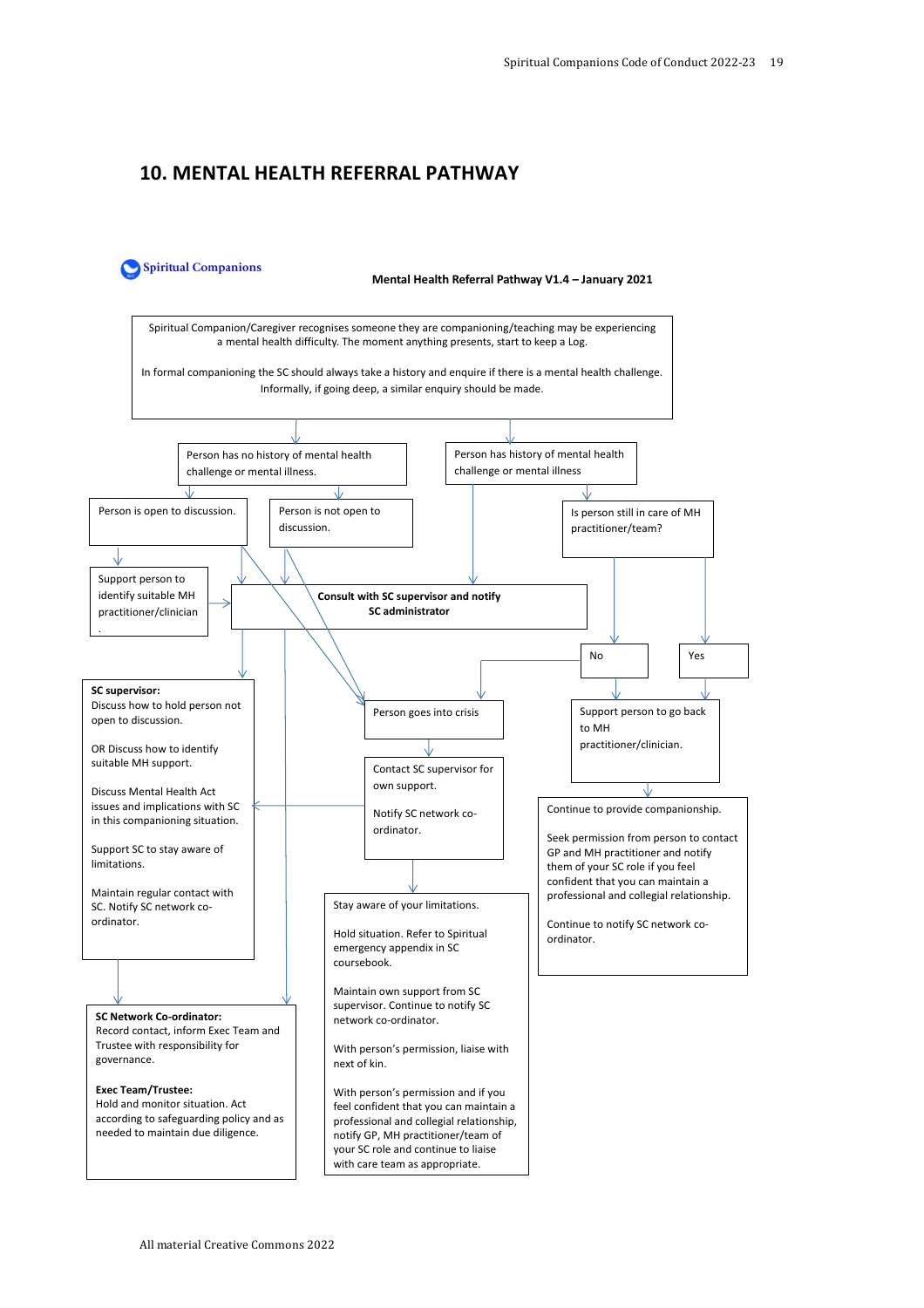# 10. MENTAL HEALTH REFERRAL PATHWAY

Spiritual Companions

**Mental Health Referral Pathway V1.4 – January 2021**

Spiritual Companion/Caregiver recognises someone they are companioning/teaching may be experiencing a mental health difficulty. The moment anything presents, start to keep a Log.

In formal companioning the SC should always take a history and enquire if there is a mental health challenge. Informally, if going deep, a similar enquiry should be made.

Person has no history of mental health challenge or mental illness.

Person has history of mental health challenge or mental illness

Person is open to discussion.

Person is not open to discussion.

Is person still in care of MH practitioner/team?

Support person to identify suitable MH practitioner/clinician

**Consult with SC supervisor and notify SC administrator**

No

Yes

**SC supervisor:**
Discuss how to hold person not open to discussion.

OR Discuss how to identify suitable MH support.

Discuss Mental Health Act issues and implications with SC in this companioning situation.

Support SC to stay aware of limitations.

Maintain regular contact with SC. Notify SC network co-ordinator.

Person goes into crisis

Contact SC supervisor for own support.

Notify SC network co-ordinator.

Support person to go back to MH practitioner/clinician.

Continue to provide companionship.

Seek permission from person to contact GP and MH practitioner and notify them of your SC role if you feel confident that you can maintain a professional and collegial relationship.

Continue to notify SC network co-ordinator.

Stay aware of your limitations.

Hold situation. Refer to Spiritual emergency appendix in SC coursebook.

Maintain own support from SC supervisor. Continue to notify SC network co-ordinator.

With person's permission, liaise with next of kin.

With person's permission and if you feel confident that you can maintain a professional and collegial relationship, notify GP, MH practitioner/team of your SC role and continue to liaise with care team as appropriate.

**SC Network Co-ordinator:**
Record contact, inform Exec Team and Trustee with responsibility for governance.

**Exec Team/Trustee:**
Hold and monitor situation. Act according to safeguarding policy and as needed to maintain due diligence.

All material Creative Commons 2022